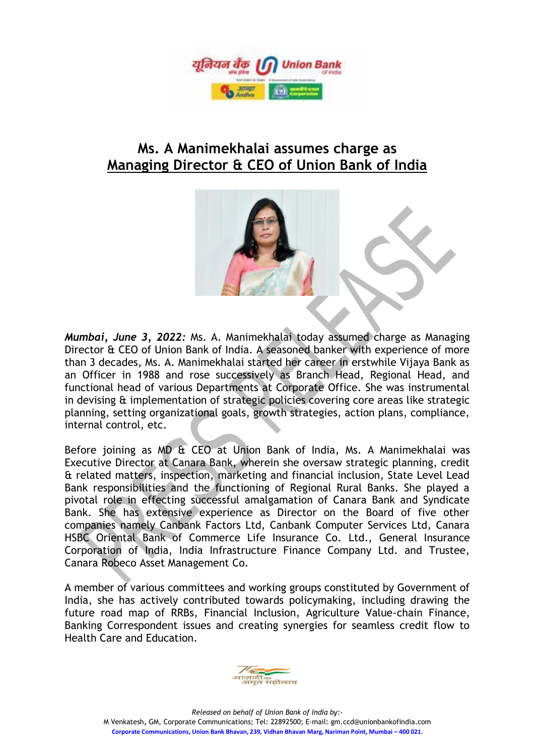# Ms. A Manimekhalai assumes charge as Managing Director & CEO of Union Bank of India

***Mumbai, June 3, 2022:*** Ms. A. Manimekhalai today assumed charge as Managing Director & CEO of Union Bank of India. A seasoned banker with experience of more than 3 decades, Ms. A. Manimekhalai started her career in erstwhile Vijaya Bank as an Officer in 1988 and rose successively as Branch Head, Regional Head, and functional head of various Departments at Corporate Office. She was instrumental in devising & implementation of strategic policies covering core areas like strategic planning, setting organizational goals, growth strategies, action plans, compliance, internal control, etc.

Before joining as MD & CEO at Union Bank of India, Ms. A Manimekhalai was Executive Director at Canara Bank, wherein she oversaw strategic planning, credit & related matters, inspection, marketing and financial inclusion, State Level Lead Bank responsibilities and the functioning of Regional Rural Banks. She played a pivotal role in effecting successful amalgamation of Canara Bank and Syndicate Bank. She has extensive experience as Director on the Board of five other companies namely Canbank Factors Ltd, Canbank Computer Services Ltd, Canara HSBC Oriental Bank of Commerce Life Insurance Co. Ltd., General Insurance Corporation of India, India Infrastructure Finance Company Ltd. and Trustee, Canara Robeco Asset Management Co.

A member of various committees and working groups constituted by Government of India, she has actively contributed towards policymaking, including drawing the future road map of RRBs, Financial Inclusion, Agriculture Value-chain Finance, Banking Correspondent issues and creating synergies for seamless credit flow to Health Care and Education.

*Released on behalf of Union Bank of India by:-*
M Venkatesh, GM, Corporate Communications; Tel: 22892500; E-mail: gm.ccd@unionbankofindia.com
**Corporate Communications, Union Bank Bhavan, 239, Vidhan Bhavan Marg, Nariman Point, Mumbai – 400 021.**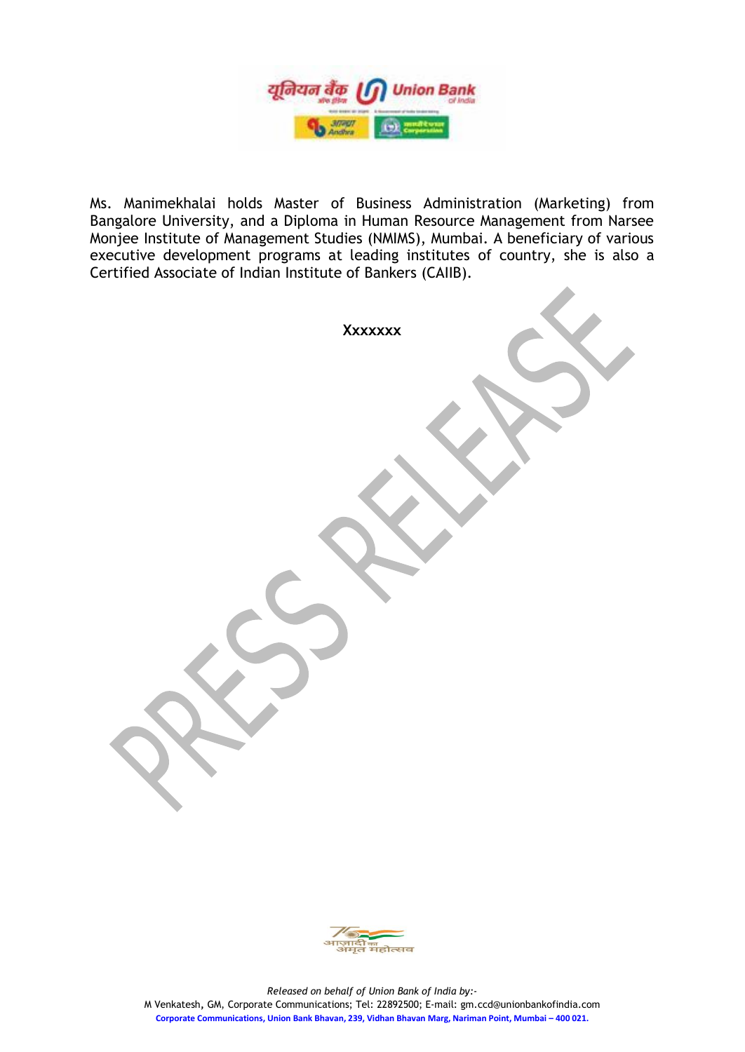Ms. Manimekhalai holds Master of Business Administration (Marketing) from Bangalore University, and a Diploma in Human Resource Management from Narsee Monjee Institute of Management Studies (NMIMS), Mumbai. A beneficiary of various executive development programs at leading institutes of country, she is also a Certified Associate of Indian Institute of Bankers (CAIIB).

**Xxxxxxx**

*Released on behalf of Union Bank of India by:-*

M Venkatesh, GM, Corporate Communications; Tel: 22892500; E-mail: gm.ccd@unionbankofindia.com

**Corporate Communications, Union Bank Bhavan, 239, Vidhan Bhavan Marg, Nariman Point, Mumbai – 400 021.**